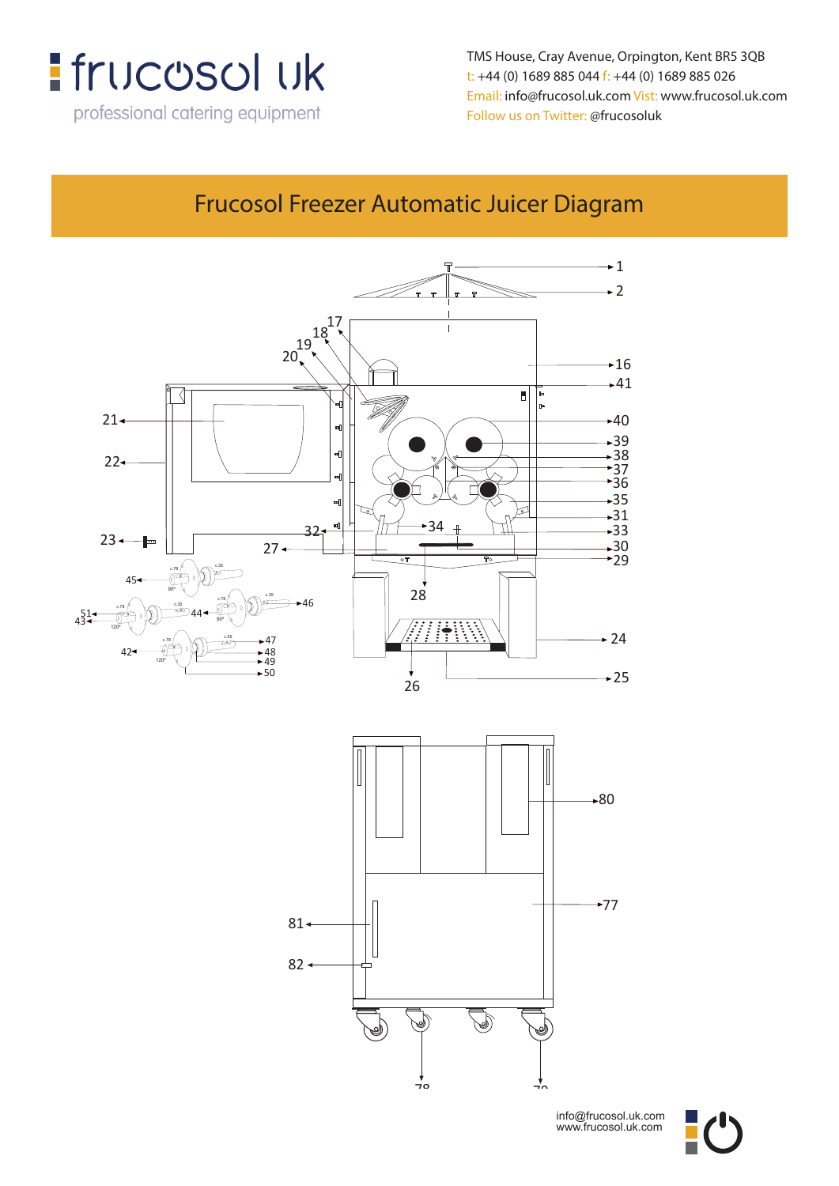frucosol uk

professional catering equipment

TMS House, Cray Avenue, Orpington, Kent BR5 3QB
t: +44 (0) 1689 885 044 f: +44 (0) 1689 885 026
Email: info@frucosol.uk.com Vist: www.frucosol.uk.com
Follow us on Twitter: @frucosoluk

# Frucosol Freezer Automatic Juicer Diagram

1, 2, 16, 17, 18, 19, 20, 41, 21, 40, 39, 38, 37, 22, 36, 35, 31, 32, 34, 33, 23, 27, 30, 29, 28, 45, 46, 51, 43, 44, 24, 47, 42, 48, 49, 50, 25, 26

80, 77, 81, 82, 78, 79

info@frucosol.uk.com
www.frucosol.uk.com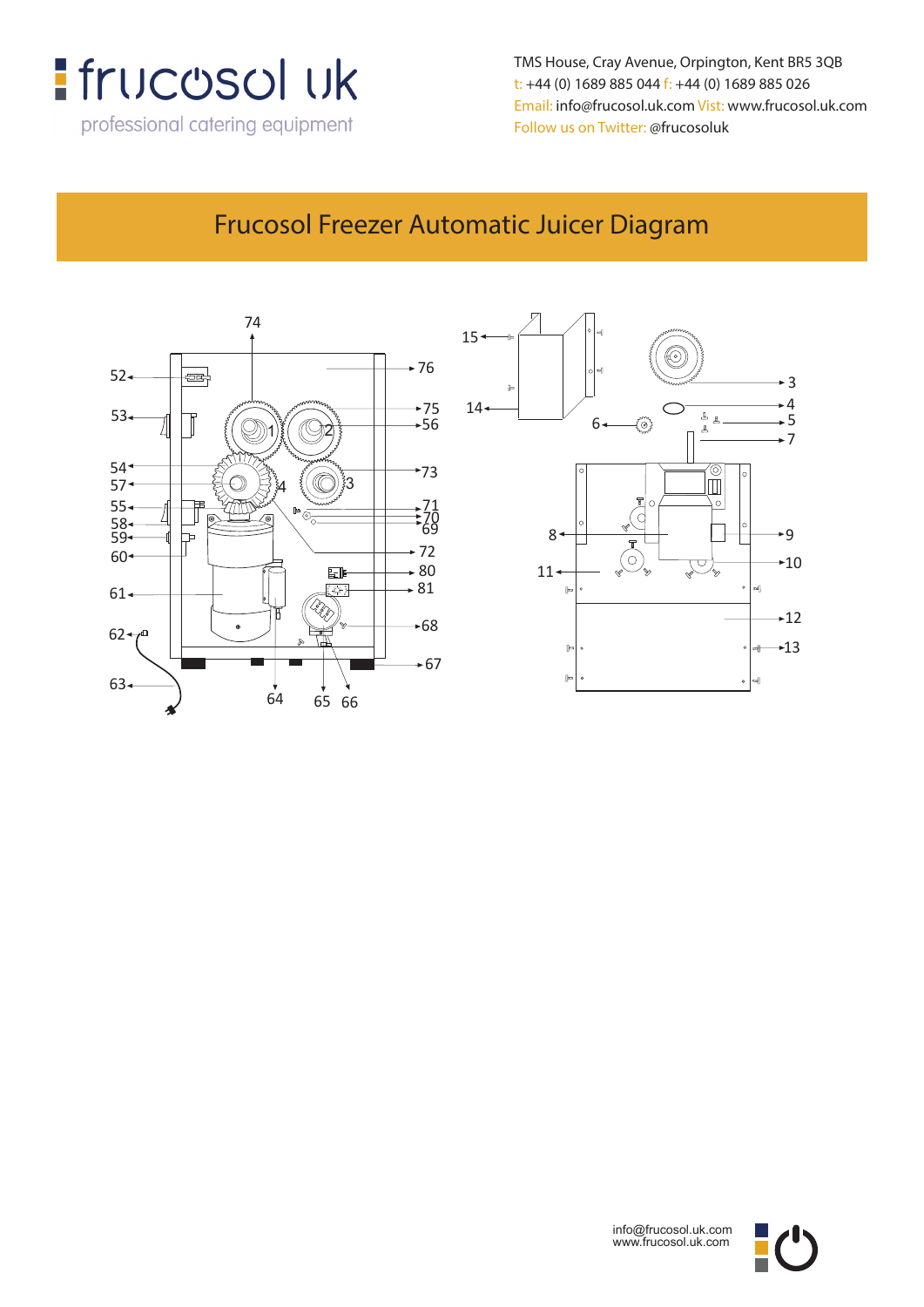frucosol uk

professional catering equipment

TMS House, Cray Avenue, Orpington, Kent BR5 3QB
t: +44 (0) 1689 885 044 f: +44 (0) 1689 885 026
Email: info@frucosol.uk.com Vist: www.frucosol.uk.com
Follow us on Twitter: @frucosoluk

# Frucosol Freezer Automatic Juicer Diagram

74 76 52 75 56 53 1 2 73 54 57 4 3 55 71 70 58 69 59 60 72 80 81 61 68 62 67 63 64 65 66

15 14 3 4 6 5 7 8 9 10 11 12 13

info@frucosol.uk.com
www.frucosol.uk.com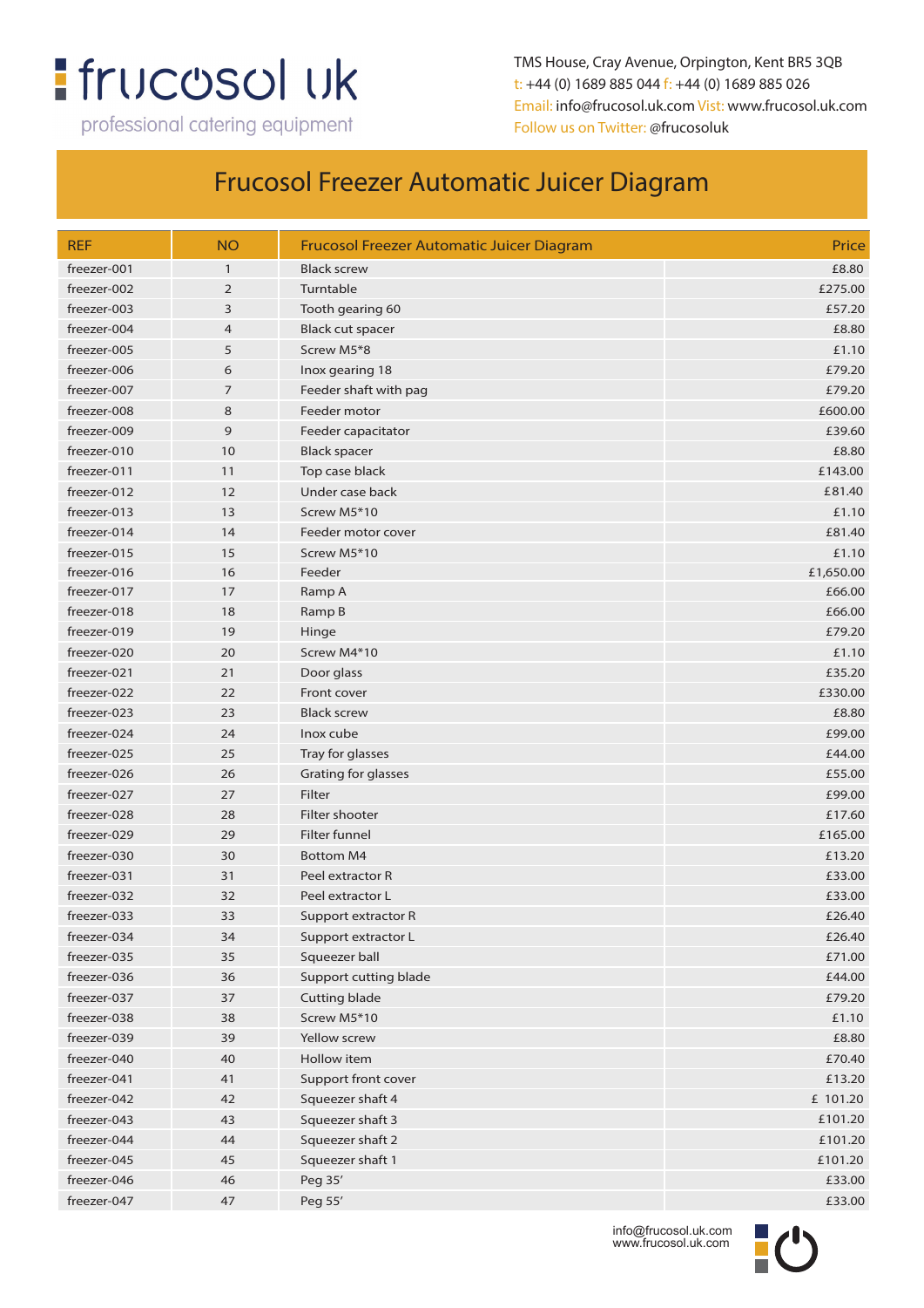frucosol uk

professional catering equipment

TMS House, Cray Avenue, Orpington, Kent BR5 3QB
t: +44 (0) 1689 885 044 f: +44 (0) 1689 885 026
Email: info@frucosol.uk.com Visit: www.frucosol.uk.com
Follow us on Twitter: @frucosoluk

# Frucosol Freezer Automatic Juicer Diagram

| REF | NO | Frucosol Freezer Automatic Juicer Diagram | Price |
|---|---|---|---|
| freezer-001 | 1 | Black screw | £8.80 |
| freezer-002 | 2 | Turntable | £275.00 |
| freezer-003 | 3 | Tooth gearing 60 | £57.20 |
| freezer-004 | 4 | Black cut spacer | £8.80 |
| freezer-005 | 5 | Screw M5*8 | £1.10 |
| freezer-006 | 6 | Inox gearing 18 | £79.20 |
| freezer-007 | 7 | Feeder shaft with pag | £79.20 |
| freezer-008 | 8 | Feeder motor | £600.00 |
| freezer-009 | 9 | Feeder capacitator | £39.60 |
| freezer-010 | 10 | Black spacer | £8.80 |
| freezer-011 | 11 | Top case black | £143.00 |
| freezer-012 | 12 | Under case back | £81.40 |
| freezer-013 | 13 | Screw M5*10 | £1.10 |
| freezer-014 | 14 | Feeder motor cover | £81.40 |
| freezer-015 | 15 | Screw M5*10 | £1.10 |
| freezer-016 | 16 | Feeder | £1,650.00 |
| freezer-017 | 17 | Ramp A | £66.00 |
| freezer-018 | 18 | Ramp B | £66.00 |
| freezer-019 | 19 | Hinge | £79.20 |
| freezer-020 | 20 | Screw M4*10 | £1.10 |
| freezer-021 | 21 | Door glass | £35.20 |
| freezer-022 | 22 | Front cover | £330.00 |
| freezer-023 | 23 | Black screw | £8.80 |
| freezer-024 | 24 | Inox cube | £99.00 |
| freezer-025 | 25 | Tray for glasses | £44.00 |
| freezer-026 | 26 | Grating for glasses | £55.00 |
| freezer-027 | 27 | Filter | £99.00 |
| freezer-028 | 28 | Filter shooter | £17.60 |
| freezer-029 | 29 | Filter funnel | £165.00 |
| freezer-030 | 30 | Bottom M4 | £13.20 |
| freezer-031 | 31 | Peel extractor R | £33.00 |
| freezer-032 | 32 | Peel extractor L | £33.00 |
| freezer-033 | 33 | Support extractor R | £26.40 |
| freezer-034 | 34 | Support extractor L | £26.40 |
| freezer-035 | 35 | Squeezer ball | £71.00 |
| freezer-036 | 36 | Support cutting blade | £44.00 |
| freezer-037 | 37 | Cutting blade | £79.20 |
| freezer-038 | 38 | Screw M5*10 | £1.10 |
| freezer-039 | 39 | Yellow screw | £8.80 |
| freezer-040 | 40 | Hollow item | £70.40 |
| freezer-041 | 41 | Support front cover | £13.20 |
| freezer-042 | 42 | Squeezer shaft 4 | £ 101.20 |
| freezer-043 | 43 | Squeezer shaft 3 | £101.20 |
| freezer-044 | 44 | Squeezer shaft 2 | £101.20 |
| freezer-045 | 45 | Squeezer shaft 1 | £101.20 |
| freezer-046 | 46 | Peg 35' | £33.00 |
| freezer-047 | 47 | Peg 55' | £33.00 |

info@frucosol.uk.com
www.frucosol.uk.com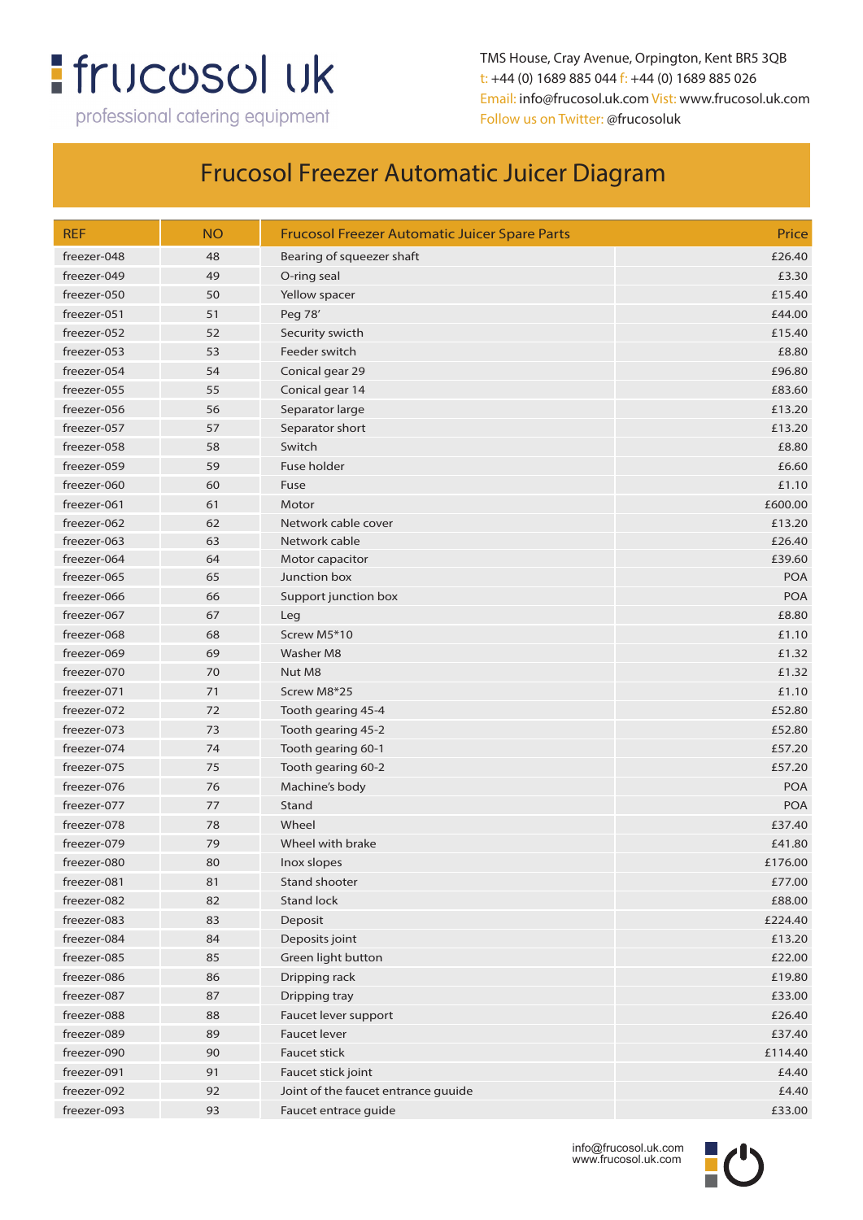frucosol uk

professional catering equipment

TMS House, Cray Avenue, Orpington, Kent BR5 3QB
t: +44 (0) 1689 885 044 f: +44 (0) 1689 885 026
Email: info@frucosol.uk.com Vist: www.frucosol.uk.com
Follow us on Twitter: @frucosoluk

# Frucosol Freezer Automatic Juicer Diagram

| REF | NO | Frucosol Freezer Automatic Juicer Spare Parts | Price |
|---|---|---|---|
| freezer-048 | 48 | Bearing of squeezer shaft | £26.40 |
| freezer-049 | 49 | O-ring seal | £3.30 |
| freezer-050 | 50 | Yellow spacer | £15.40 |
| freezer-051 | 51 | Peg 78' | £44.00 |
| freezer-052 | 52 | Security swicth | £15.40 |
| freezer-053 | 53 | Feeder switch | £8.80 |
| freezer-054 | 54 | Conical gear 29 | £96.80 |
| freezer-055 | 55 | Conical gear 14 | £83.60 |
| freezer-056 | 56 | Separator large | £13.20 |
| freezer-057 | 57 | Separator short | £13.20 |
| freezer-058 | 58 | Switch | £8.80 |
| freezer-059 | 59 | Fuse holder | £6.60 |
| freezer-060 | 60 | Fuse | £1.10 |
| freezer-061 | 61 | Motor | £600.00 |
| freezer-062 | 62 | Network cable cover | £13.20 |
| freezer-063 | 63 | Network cable | £26.40 |
| freezer-064 | 64 | Motor capacitor | £39.60 |
| freezer-065 | 65 | Junction box | POA |
| freezer-066 | 66 | Support junction box | POA |
| freezer-067 | 67 | Leg | £8.80 |
| freezer-068 | 68 | Screw M5*10 | £1.10 |
| freezer-069 | 69 | Washer M8 | £1.32 |
| freezer-070 | 70 | Nut M8 | £1.32 |
| freezer-071 | 71 | Screw M8*25 | £1.10 |
| freezer-072 | 72 | Tooth gearing 45-4 | £52.80 |
| freezer-073 | 73 | Tooth gearing 45-2 | £52.80 |
| freezer-074 | 74 | Tooth gearing 60-1 | £57.20 |
| freezer-075 | 75 | Tooth gearing 60-2 | £57.20 |
| freezer-076 | 76 | Machine's body | POA |
| freezer-077 | 77 | Stand | POA |
| freezer-078 | 78 | Wheel | £37.40 |
| freezer-079 | 79 | Wheel with brake | £41.80 |
| freezer-080 | 80 | Inox slopes | £176.00 |
| freezer-081 | 81 | Stand shooter | £77.00 |
| freezer-082 | 82 | Stand lock | £88.00 |
| freezer-083 | 83 | Deposit | £224.40 |
| freezer-084 | 84 | Deposits joint | £13.20 |
| freezer-085 | 85 | Green light button | £22.00 |
| freezer-086 | 86 | Dripping rack | £19.80 |
| freezer-087 | 87 | Dripping tray | £33.00 |
| freezer-088 | 88 | Faucet lever support | £26.40 |
| freezer-089 | 89 | Faucet lever | £37.40 |
| freezer-090 | 90 | Faucet stick | £114.40 |
| freezer-091 | 91 | Faucet stick joint | £4.40 |
| freezer-092 | 92 | Joint of the faucet entrance guuide | £4.40 |
| freezer-093 | 93 | Faucet entrace guide | £33.00 |

info@frucosol.uk.com
www.frucosol.uk.com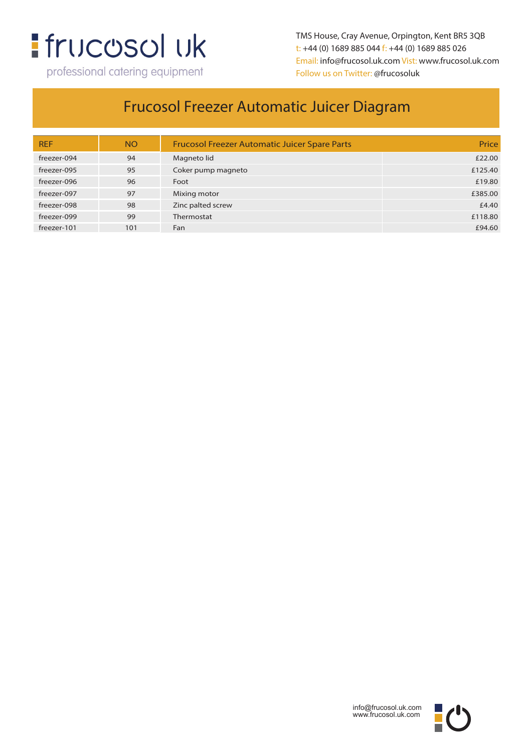frucosol uk

professional catering equipment

TMS House, Cray Avenue, Orpington, Kent BR5 3QB
t: +44 (0) 1689 885 044 f: +44 (0) 1689 885 026
Email: info@frucosol.uk.com Vist: www.frucosol.uk.com
Follow us on Twitter: @frucosoluk

# Frucosol Freezer Automatic Juicer Diagram

| REF | NO | Frucosol Freezer Automatic Juicer Spare Parts | Price |
|---|---|---|---|
| freezer-094 | 94 | Magneto lid | £22.00 |
| freezer-095 | 95 | Coker pump magneto | £125.40 |
| freezer-096 | 96 | Foot | £19.80 |
| freezer-097 | 97 | Mixing motor | £385.00 |
| freezer-098 | 98 | Zinc palted screw | £4.40 |
| freezer-099 | 99 | Thermostat | £118.80 |
| freezer-101 | 101 | Fan | £94.60 |

info@frucosol.uk.com
www.frucosol.uk.com